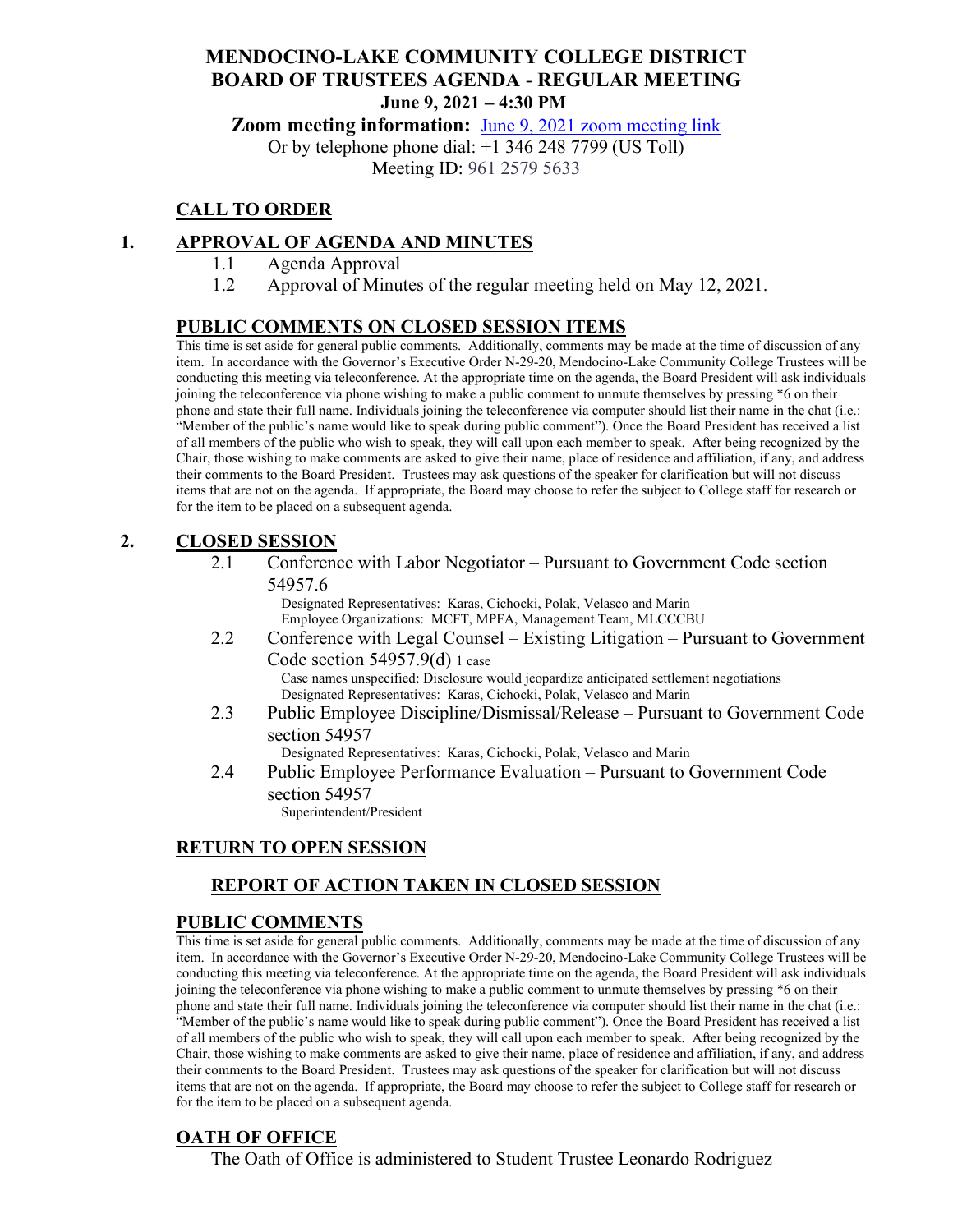# MENDOCINO-LAKE COMMUNITY COLLEGE DISTRICT
## BOARD OF TRUSTEES AGENDA - REGULAR MEETING
### June 9, 2021 – 4:30 PM

**Zoom meeting information:** June 9, 2021 zoom meeting link
Or by telephone phone dial: +1 346 248 7799 (US Toll)
Meeting ID: 961 2579 5633

## CALL TO ORDER

## 1. APPROVAL OF AGENDA AND MINUTES

1.1 Agenda Approval

1.2 Approval of Minutes of the regular meeting held on May 12, 2021.

## PUBLIC COMMENTS ON CLOSED SESSION ITEMS

This time is set aside for general public comments. Additionally, comments may be made at the time of discussion of any item. In accordance with the Governor's Executive Order N-29-20, Mendocino-Lake Community College Trustees will be conducting this meeting via teleconference. At the appropriate time on the agenda, the Board President will ask individuals joining the teleconference via phone wishing to make a public comment to unmute themselves by pressing *6 on their phone and state their full name. Individuals joining the teleconference via computer should list their name in the chat (i.e.: "Member of the public's name would like to speak during public comment"). Once the Board President has received a list of all members of the public who wish to speak, they will call upon each member to speak. After being recognized by the Chair, those wishing to make comments are asked to give their name, place of residence and affiliation, if any, and address their comments to the Board President. Trustees may ask questions of the speaker for clarification but will not discuss items that are not on the agenda. If appropriate, the Board may choose to refer the subject to College staff for research or for the item to be placed on a subsequent agenda.

## 2. CLOSED SESSION

2.1 Conference with Labor Negotiator – Pursuant to Government Code section 54957.6
Designated Representatives: Karas, Cichocki, Polak, Velasco and Marin
Employee Organizations: MCFT, MPFA, Management Team, MLCCCBU

2.2 Conference with Legal Counsel – Existing Litigation – Pursuant to Government Code section 54957.9(d) 1 case
Case names unspecified: Disclosure would jeopardize anticipated settlement negotiations
Designated Representatives: Karas, Cichocki, Polak, Velasco and Marin

2.3 Public Employee Discipline/Dismissal/Release – Pursuant to Government Code section 54957
Designated Representatives: Karas, Cichocki, Polak, Velasco and Marin

2.4 Public Employee Performance Evaluation – Pursuant to Government Code section 54957
Superintendent/President

## RETURN TO OPEN SESSION

### REPORT OF ACTION TAKEN IN CLOSED SESSION

## PUBLIC COMMENTS

This time is set aside for general public comments. Additionally, comments may be made at the time of discussion of any item. In accordance with the Governor's Executive Order N-29-20, Mendocino-Lake Community College Trustees will be conducting this meeting via teleconference. At the appropriate time on the agenda, the Board President will ask individuals joining the teleconference via phone wishing to make a public comment to unmute themselves by pressing *6 on their phone and state their full name. Individuals joining the teleconference via computer should list their name in the chat (i.e.: "Member of the public's name would like to speak during public comment"). Once the Board President has received a list of all members of the public who wish to speak, they will call upon each member to speak. After being recognized by the Chair, those wishing to make comments are asked to give their name, place of residence and affiliation, if any, and address their comments to the Board President. Trustees may ask questions of the speaker for clarification but will not discuss items that are not on the agenda. If appropriate, the Board may choose to refer the subject to College staff for research or for the item to be placed on a subsequent agenda.

## OATH OF OFFICE

The Oath of Office is administered to Student Trustee Leonardo Rodriguez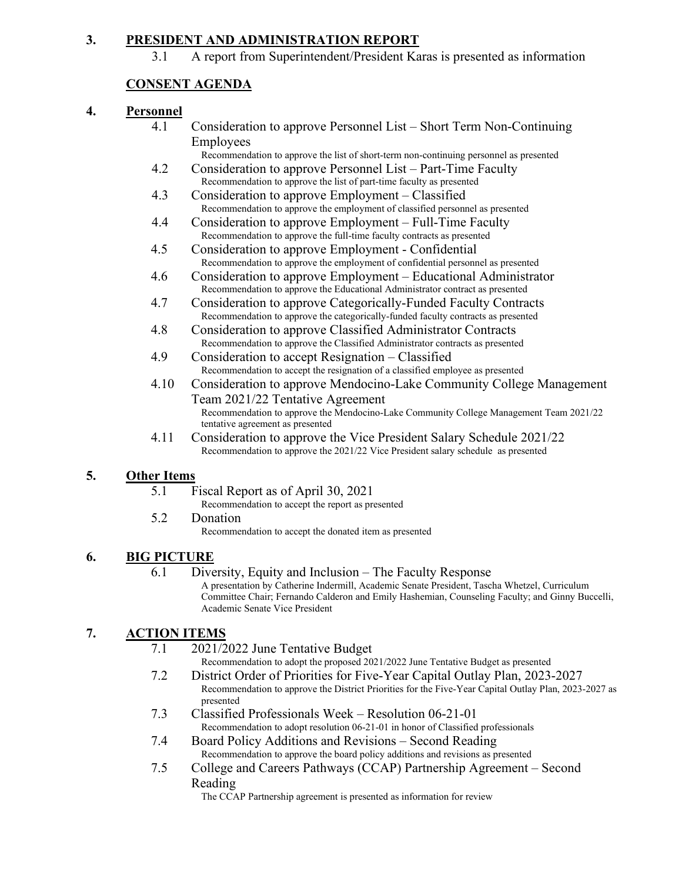## 3. PRESIDENT AND ADMINISTRATION REPORT

3.1 A report from Superintendent/President Karas is presented as information

## CONSENT AGENDA

## 4. Personnel

4.1 Consideration to approve Personnel List – Short Term Non-Continuing Employees
Recommendation to approve the list of short-term non-continuing personnel as presented

4.2 Consideration to approve Personnel List – Part-Time Faculty
Recommendation to approve the list of part-time faculty as presented

4.3 Consideration to approve Employment – Classified
Recommendation to approve the employment of classified personnel as presented

4.4 Consideration to approve Employment – Full-Time Faculty
Recommendation to approve the full-time faculty contracts as presented

4.5 Consideration to approve Employment - Confidential
Recommendation to approve the employment of confidential personnel as presented

4.6 Consideration to approve Employment – Educational Administrator
Recommendation to approve the Educational Administrator contract as presented

4.7 Consideration to approve Categorically-Funded Faculty Contracts
Recommendation to approve the categorically-funded faculty contracts as presented

4.8 Consideration to approve Classified Administrator Contracts
Recommendation to approve the Classified Administrator contracts as presented

4.9 Consideration to accept Resignation – Classified
Recommendation to accept the resignation of a classified employee as presented

4.10 Consideration to approve Mendocino-Lake Community College Management Team 2021/22 Tentative Agreement
Recommendation to approve the Mendocino-Lake Community College Management Team 2021/22 tentative agreement as presented

4.11 Consideration to approve the Vice President Salary Schedule 2021/22
Recommendation to approve the 2021/22 Vice President salary schedule as presented

## 5. Other Items

5.1 Fiscal Report as of April 30, 2021
Recommendation to accept the report as presented

5.2 Donation
Recommendation to accept the donated item as presented

## 6. BIG PICTURE

6.1 Diversity, Equity and Inclusion – The Faculty Response
A presentation by Catherine Indermill, Academic Senate President, Tascha Whetzel, Curriculum Committee Chair; Fernando Calderon and Emily Hashemian, Counseling Faculty; and Ginny Buccelli, Academic Senate Vice President

## 7. ACTION ITEMS

7.1 2021/2022 June Tentative Budget
Recommendation to adopt the proposed 2021/2022 June Tentative Budget as presented

7.2 District Order of Priorities for Five-Year Capital Outlay Plan, 2023-2027
Recommendation to approve the District Priorities for the Five-Year Capital Outlay Plan, 2023-2027 as presented

7.3 Classified Professionals Week – Resolution 06-21-01
Recommendation to adopt resolution 06-21-01 in honor of Classified professionals

7.4 Board Policy Additions and Revisions – Second Reading
Recommendation to approve the board policy additions and revisions as presented

7.5 College and Careers Pathways (CCAP) Partnership Agreement – Second Reading
The CCAP Partnership agreement is presented as information for review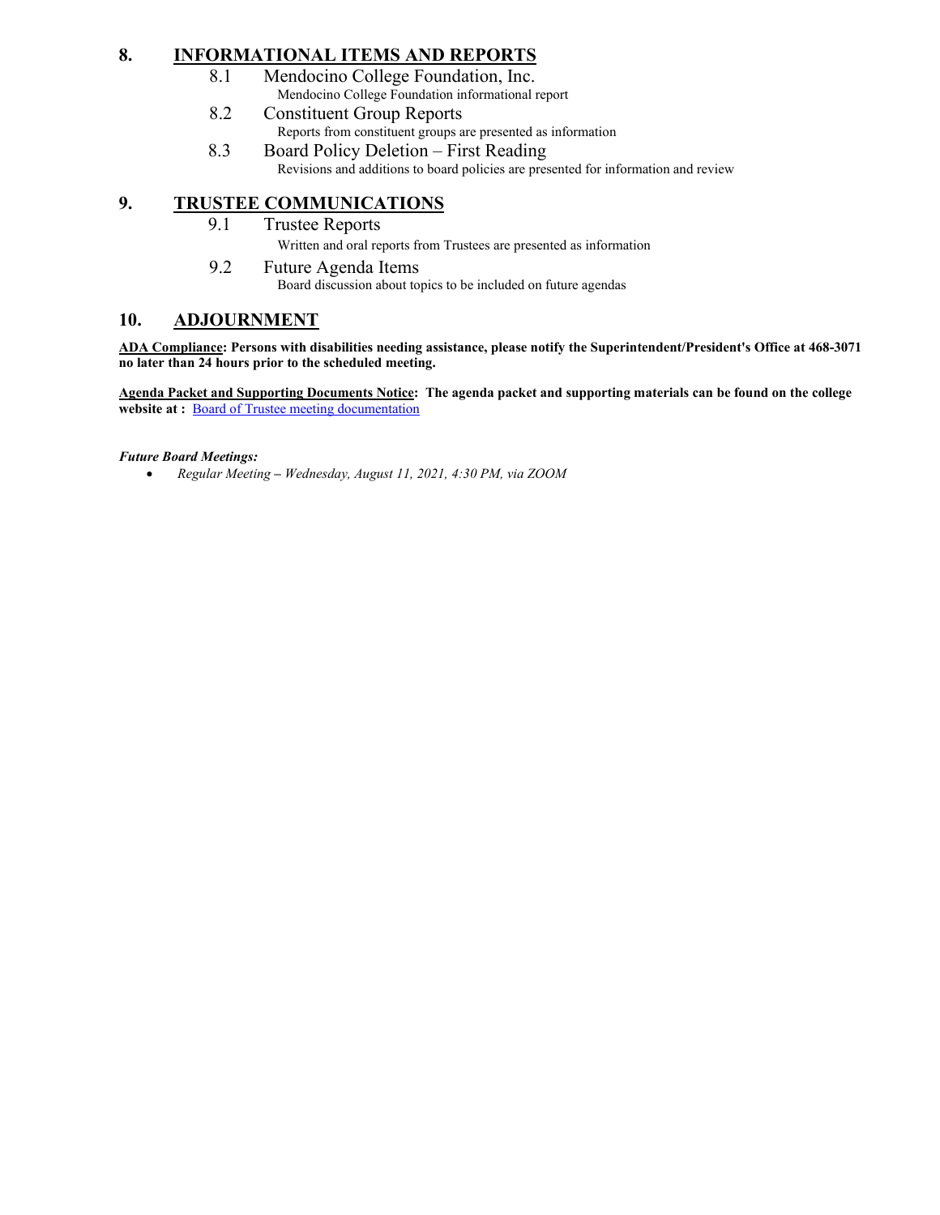## 8. INFORMATIONAL ITEMS AND REPORTS

8.1 Mendocino College Foundation, Inc.
Mendocino College Foundation informational report

8.2 Constituent Group Reports
Reports from constituent groups are presented as information

8.3 Board Policy Deletion – First Reading
Revisions and additions to board policies are presented for information and review

## 9. TRUSTEE COMMUNICATIONS

9.1 Trustee Reports
Written and oral reports from Trustees are presented as information

9.2 Future Agenda Items
Board discussion about topics to be included on future agendas

## 10. ADJOURNMENT

**ADA Compliance: Persons with disabilities needing assistance, please notify the Superintendent/President's Office at 468-3071 no later than 24 hours prior to the scheduled meeting.**

**Agenda Packet and Supporting Documents Notice: The agenda packet and supporting materials can be found on the college website at :** Board of Trustee meeting documentation

***Future Board Meetings:***

- *Regular Meeting – Wednesday, August 11, 2021, 4:30 PM, via ZOOM*